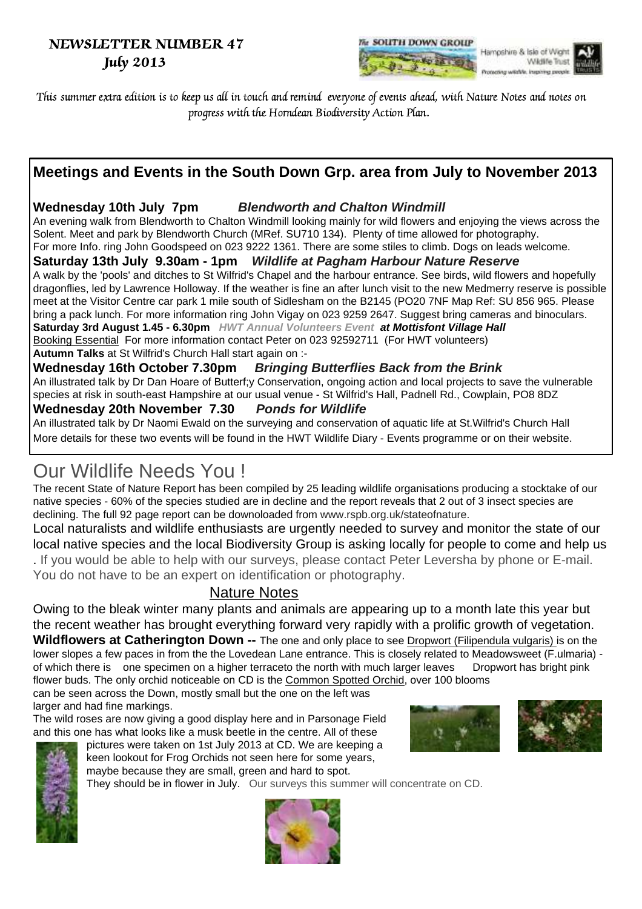# NEWSLETTER NUMBER 47
# July 2013

*This summer extra edition is to keep us all in touch and remind everyone of events ahead, with Nature Notes and notes on progress with the Horndean Biodiversity Action Plan.*

## Meetings and Events in the South Down Grp. area from July to November 2013

**Wednesday 10th July 7pm** ***Blendworth and Chalton Windmill***

An evening walk from Blendworth to Chalton Windmill looking mainly for wild flowers and enjoying the views across the Solent. Meet and park by Blendworth Church (MRef. SU710 134). Plenty of time allowed for photography. For more Info. ring John Goodspeed on 023 9222 1361. There are some stiles to climb. Dogs on leads welcome.

**Saturday 13th July 9.30am - 1pm** ***Wildlife at Pagham Harbour Nature Reserve***

A walk by the 'pools' and ditches to St Wilfrid's Chapel and the harbour entrance. See birds, wild flowers and hopefully dragonflies, led by Lawrence Holloway. If the weather is fine an after lunch visit to the new Medmerry reserve is possible meet at the Visitor Centre car park 1 mile south of Sidlesham on the B2145 (PO20 7NF Map Ref: SU 856 965. Please bring a pack lunch. For more information ring John Vigay on 023 9259 2647. Suggest bring cameras and binoculars.

**Saturday 3rd August 1.45 - 6.30pm** ***HWT Annual Volunteers Event*** ***at Mottisfont Village Hall***

Booking Essential For more information contact Peter on 023 92592711 (For HWT volunteers)

**Autumn Talks** at St Wilfrid's Church Hall start again on :-

**Wednesday 16th October 7.30pm** ***Bringing Butterflies Back from the Brink***

An illustrated talk by Dr Dan Hoare of Butterf;y Conservation, ongoing action and local projects to save the vulnerable species at risk in south-east Hampshire at our usual venue - St Wilfrid's Hall, Padnell Rd., Cowplain, PO8 8DZ

**Wednesday 20th November 7.30** ***Ponds for Wildlife***

An illustrated talk by Dr Naomi Ewald on the surveying and conservation of aquatic life at St.Wilfrid's Church Hall More details for these two events will be found in the HWT Wildlife Diary - Events programme or on their website.

# Our Wildlife Needs You !

The recent State of Nature Report has been compiled by 25 leading wildlife organisations producing a stocktake of our native species - 60% of the species studied are in decline and the report reveals that 2 out of 3 insect species are declining. The full 92 page report can be downoloaded from www.rspb.org.uk/stateofnature.

Local naturalists and wildlife enthusiasts are urgently needed to survey and monitor the state of our local native species and the local Biodiversity Group is asking locally for people to come and help us . If you would be able to help with our surveys, please contact Peter Leversha by phone or E-mail. You do not have to be an expert on identification or photography.

## Nature Notes

Owing to the bleak winter many plants and animals are appearing up to a month late this year but the recent weather has brought everything forward very rapidly with a prolific growth of vegetation.

**Wildflowers at Catherington Down --** The one and only place to see Dropwort (Filipendula vulgaris) is on the lower slopes a few paces in from the the Lovedean Lane entrance. This is closely related to Meadowsweet (F.ulmaria) - of which there is one specimen on a higher terraceto the north with much larger leaves Dropwort has bright pink flower buds. The only orchid noticeable on CD is the Common Spotted Orchid, over 100 blooms can be seen across the Down, mostly small but the one on the left was larger and had fine markings.

The wild roses are now giving a good display here and in Parsonage Field and this one has what looks like a musk beetle in the centre. All of these pictures were taken on 1st July 2013 at CD. We are keeping a keen lookout for Frog Orchids not seen here for some years, maybe because they are small, green and hard to spot. They should be in flower in July. Our surveys this summer will concentrate on CD.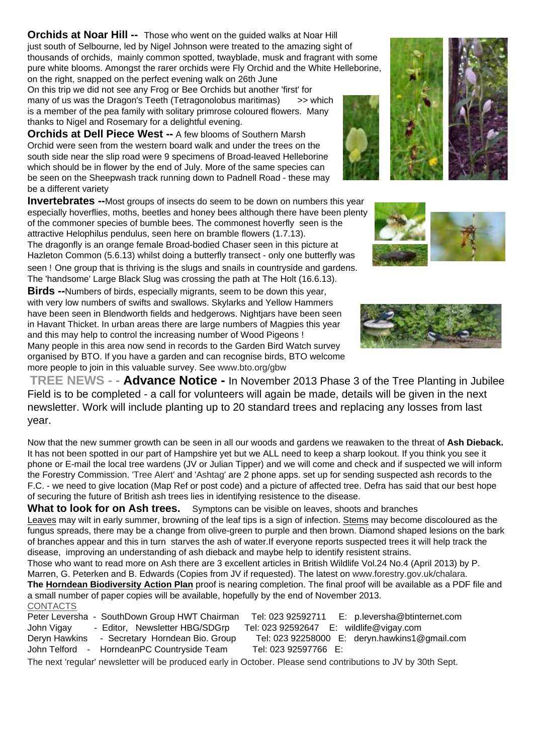**Orchids at Noar Hill --** Those who went on the guided walks at Noar Hill just south of Selbourne, led by Nigel Johnson were treated to the amazing sight of thousands of orchids, mainly common spotted, twayblade, musk and fragrant with some pure white blooms. Amongst the rarer orchids were Fly Orchid and the White Helleborine, on the right, snapped on the perfect evening walk on 26th June

On this trip we did not see any Frog or Bee Orchids but another 'first' for many of us was the Dragon's Teeth (Tetragonolobus maritimas) >> which is a member of the pea family with solitary primrose coloured flowers. Many thanks to Nigel and Rosemary for a delightful evening.

**Orchids at Dell Piece West --** A few blooms of Southern Marsh Orchid were seen from the western board walk and under the trees on the south side near the slip road were 9 specimens of Broad-leaved Helleborine which should be in flower by the end of July. More of the same species can be seen on the Sheepwash track running down to Padnell Road - these may be a different variety

**Invertebrates --**Most groups of insects do seem to be down on numbers this year especially hoverflies, moths, beetles and honey bees although there have been plenty of the commoner species of bumble bees. The commonest hoverfly seen is the attractive Helophilus pendulus, seen here on bramble flowers (1.7.13).

The dragonfly is an orange female Broad-bodied Chaser seen in this picture at Hazleton Common (5.6.13) whilst doing a butterfly transect - only one butterfly was seen ! One group that is thriving is the slugs and snails in countryside and gardens. The 'handsome' Large Black Slug was crossing the path at The Holt (16.6.13).

**Birds --**Numbers of birds, especially migrants, seem to be down this year, with very low numbers of swifts and swallows. Skylarks and Yellow Hammers have been seen in Blendworth fields and hedgerows. Nightjars have been seen in Havant Thicket. In urban areas there are large numbers of Magpies this year and this may help to control the increasing number of Wood Pigeons !

Many people in this area now send in records to the Garden Bird Watch survey organised by BTO. If you have a garden and can recognise birds, BTO welcome more people to join in this valuable survey. See www.bto.org/gbw

**TREE NEWS - - Advance Notice -** In November 2013 Phase 3 of the Tree Planting in Jubilee Field is to be completed - a call for volunteers will again be made, details will be given in the next newsletter. Work will include planting up to 20 standard trees and replacing any losses from last year.

Now that the new summer growth can be seen in all our woods and gardens we reawaken to the threat of **Ash Dieback.** It has not been spotted in our part of Hampshire yet but we ALL need to keep a sharp lookout. If you think you see it phone or E-mail the local tree wardens (JV or Julian Tipper) and we will come and check and if suspected we will inform the Forestry Commission. 'Tree Alert' and 'Ashtag' are 2 phone apps. set up for sending suspected ash records to the F.C. - we need to give location (Map Ref or post code) and a picture of affected tree. Defra has said that our best hope of securing the future of British ash trees lies in identifying resistence to the disease.

**What to look for on Ash trees.** Symptons can be visible on leaves, shoots and branches

Leaves may wilt in early summer, browning of the leaf tips is a sign of infection. Stems may become discoloured as the fungus spreads, there may be a change from olive-green to purple and then brown. Diamond shaped lesions on the bark of branches appear and this in turn starves the ash of water.If everyone reports suspected trees it will help track the disease, improving an understanding of ash dieback and maybe help to identify resistent strains.

Those who want to read more on Ash there are 3 excellent articles in British Wildlife Vol.24 No.4 (April 2013) by P. Marren, G. Peterken and B. Edwards (Copies from JV if requested). The latest on www.forestry.gov.uk/chalara.

**The Horndean Biodiversity Action Plan** proof is nearing completion. The final proof will be available as a PDF file and a small number of paper copies will be available, hopefully by the end of November 2013.

CONTACTS

| | | | |
|---|---|---|---|
| Peter Leversha | SouthDown Group HWT Chairman | Tel: 023 92592711 | E: p.leversha@btinternet.com |
| John Vigay | Editor, Newsletter HBG/SDGrp | Tel: 023 92592647 | E: wildlife@vigay.com |
| Deryn Hawkins | Secretary Horndean Bio. Group | Tel: 023 92258000 | E: deryn.hawkins1@gmail.com |
| John Telford | HorndeanPC Countryside Team | Tel: 023 92597766 | E: |

The next 'regular' newsletter will be produced early in October. Please send contributions to JV by 30th Sept.